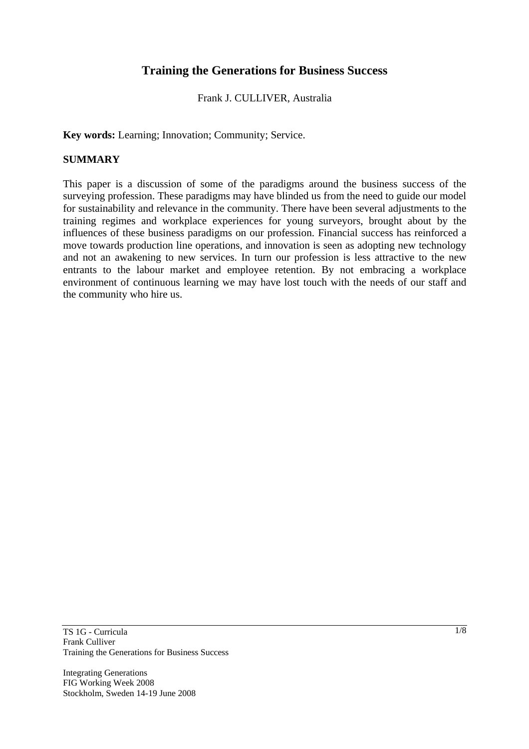# Training the Generations for Business Success

Frank J. CULLIVER, Australia

**Key words:** Learning; Innovation; Community; Service.

## SUMMARY

This paper is a discussion of some of the paradigms around the business success of the surveying profession. These paradigms may have blinded us from the need to guide our model for sustainability and relevance in the community. There have been several adjustments to the training regimes and workplace experiences for young surveyors, brought about by the influences of these business paradigms on our profession. Financial success has reinforced a move towards production line operations, and innovation is seen as adopting new technology and not an awakening to new services. In turn our profession is less attractive to the new entrants to the labour market and employee retention. By not embracing a workplace environment of continuous learning we may have lost touch with the needs of our staff and the community who hire us.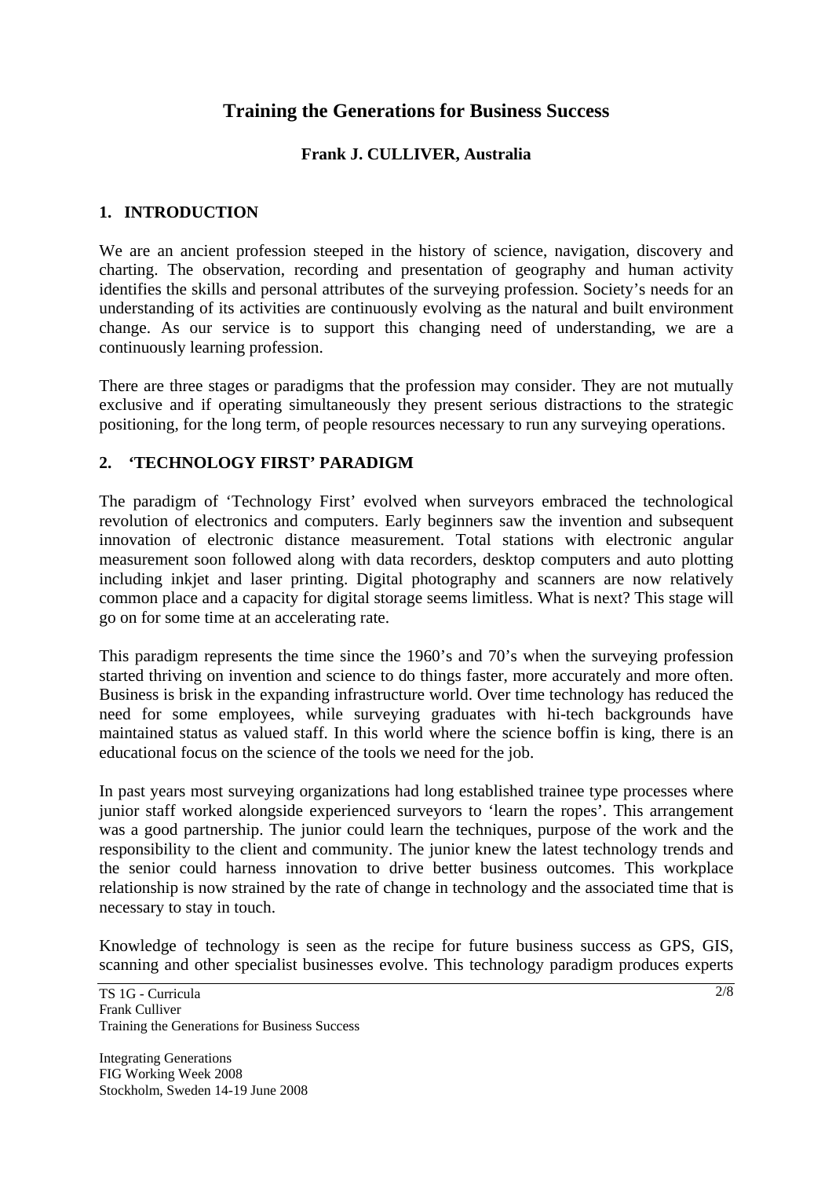# Training the Generations for Business Success

**Frank J. CULLIVER, Australia**

## 1. INTRODUCTION

We are an ancient profession steeped in the history of science, navigation, discovery and charting. The observation, recording and presentation of geography and human activity identifies the skills and personal attributes of the surveying profession. Society's needs for an understanding of its activities are continuously evolving as the natural and built environment change. As our service is to support this changing need of understanding, we are a continuously learning profession.

There are three stages or paradigms that the profession may consider. They are not mutually exclusive and if operating simultaneously they present serious distractions to the strategic positioning, for the long term, of people resources necessary to run any surveying operations.

## 2. 'TECHNOLOGY FIRST' PARADIGM

The paradigm of 'Technology First' evolved when surveyors embraced the technological revolution of electronics and computers. Early beginners saw the invention and subsequent innovation of electronic distance measurement. Total stations with electronic angular measurement soon followed along with data recorders, desktop computers and auto plotting including inkjet and laser printing. Digital photography and scanners are now relatively common place and a capacity for digital storage seems limitless. What is next? This stage will go on for some time at an accelerating rate.

This paradigm represents the time since the 1960's and 70's when the surveying profession started thriving on invention and science to do things faster, more accurately and more often. Business is brisk in the expanding infrastructure world. Over time technology has reduced the need for some employees, while surveying graduates with hi-tech backgrounds have maintained status as valued staff. In this world where the science boffin is king, there is an educational focus on the science of the tools we need for the job.

In past years most surveying organizations had long established trainee type processes where junior staff worked alongside experienced surveyors to 'learn the ropes'. This arrangement was a good partnership. The junior could learn the techniques, purpose of the work and the responsibility to the client and community. The junior knew the latest technology trends and the senior could harness innovation to drive better business outcomes. This workplace relationship is now strained by the rate of change in technology and the associated time that is necessary to stay in touch.

Knowledge of technology is seen as the recipe for future business success as GPS, GIS, scanning and other specialist businesses evolve. This technology paradigm produces experts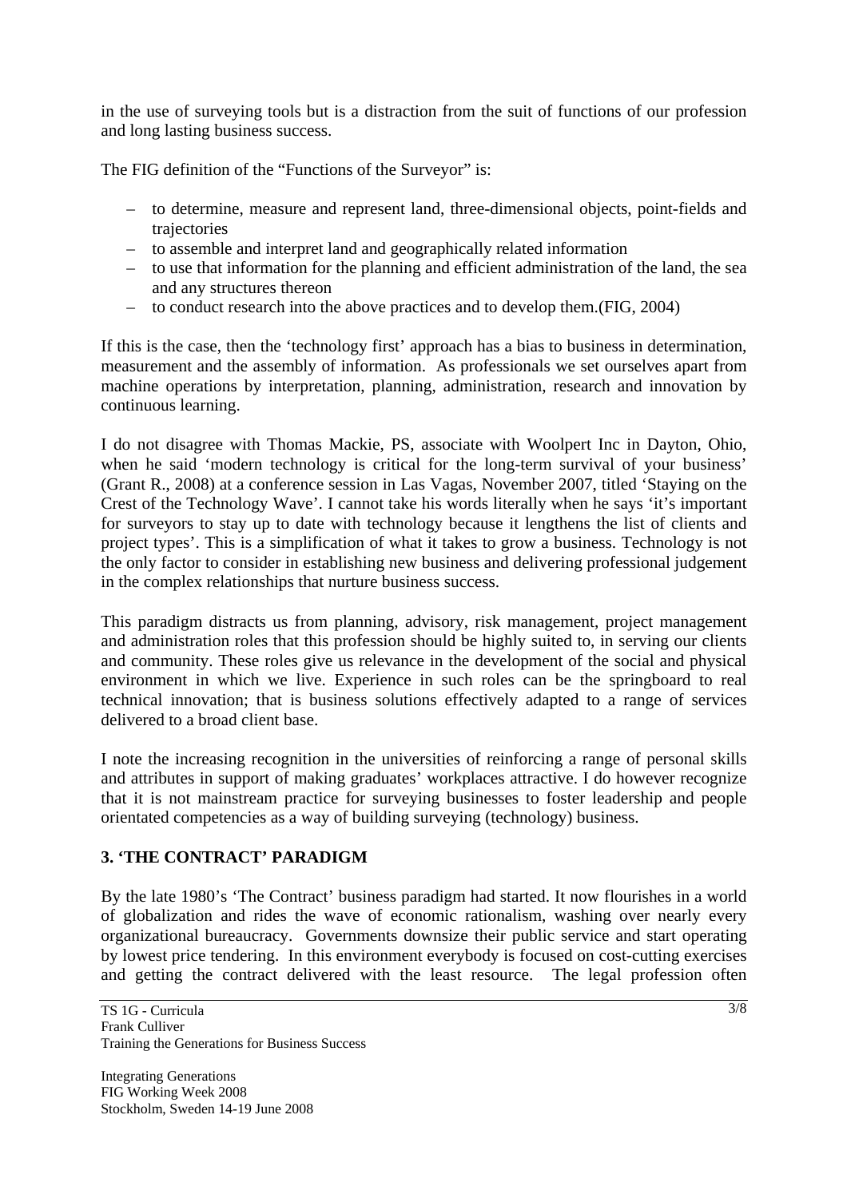in the use of surveying tools but is a distraction from the suit of functions of our profession and long lasting business success.

The FIG definition of the "Functions of the Surveyor" is:

- to determine, measure and represent land, three-dimensional objects, point-fields and trajectories
- to assemble and interpret land and geographically related information
- to use that information for the planning and efficient administration of the land, the sea and any structures thereon
- to conduct research into the above practices and to develop them.(FIG, 2004)

If this is the case, then the 'technology first' approach has a bias to business in determination, measurement and the assembly of information. As professionals we set ourselves apart from machine operations by interpretation, planning, administration, research and innovation by continuous learning.

I do not disagree with Thomas Mackie, PS, associate with Woolpert Inc in Dayton, Ohio, when he said 'modern technology is critical for the long-term survival of your business' (Grant R., 2008) at a conference session in Las Vagas, November 2007, titled 'Staying on the Crest of the Technology Wave'. I cannot take his words literally when he says 'it's important for surveyors to stay up to date with technology because it lengthens the list of clients and project types'. This is a simplification of what it takes to grow a business. Technology is not the only factor to consider in establishing new business and delivering professional judgement in the complex relationships that nurture business success.

This paradigm distracts us from planning, advisory, risk management, project management and administration roles that this profession should be highly suited to, in serving our clients and community. These roles give us relevance in the development of the social and physical environment in which we live. Experience in such roles can be the springboard to real technical innovation; that is business solutions effectively adapted to a range of services delivered to a broad client base.

I note the increasing recognition in the universities of reinforcing a range of personal skills and attributes in support of making graduates' workplaces attractive. I do however recognize that it is not mainstream practice for surveying businesses to foster leadership and people orientated competencies as a way of building surveying (technology) business.

## 3. 'THE CONTRACT' PARADIGM

By the late 1980's 'The Contract' business paradigm had started. It now flourishes in a world of globalization and rides the wave of economic rationalism, washing over nearly every organizational bureaucracy. Governments downsize their public service and start operating by lowest price tendering. In this environment everybody is focused on cost-cutting exercises and getting the contract delivered with the least resource. The legal profession often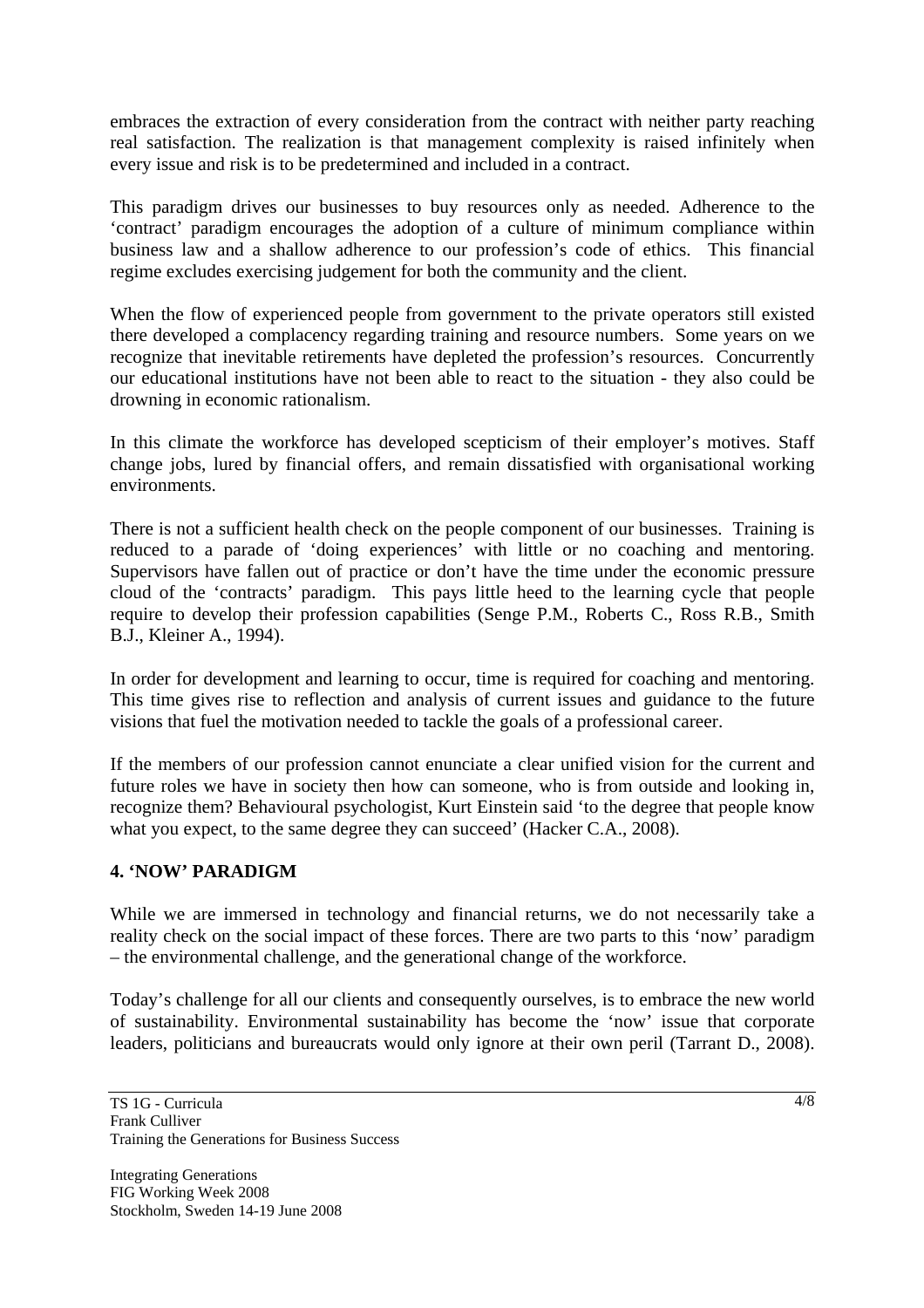embraces the extraction of every consideration from the contract with neither party reaching real satisfaction. The realization is that management complexity is raised infinitely when every issue and risk is to be predetermined and included in a contract.

This paradigm drives our businesses to buy resources only as needed. Adherence to the 'contract' paradigm encourages the adoption of a culture of minimum compliance within business law and a shallow adherence to our profession's code of ethics. This financial regime excludes exercising judgement for both the community and the client.

When the flow of experienced people from government to the private operators still existed there developed a complacency regarding training and resource numbers. Some years on we recognize that inevitable retirements have depleted the profession's resources. Concurrently our educational institutions have not been able to react to the situation - they also could be drowning in economic rationalism.

In this climate the workforce has developed scepticism of their employer's motives. Staff change jobs, lured by financial offers, and remain dissatisfied with organisational working environments.

There is not a sufficient health check on the people component of our businesses. Training is reduced to a parade of 'doing experiences' with little or no coaching and mentoring. Supervisors have fallen out of practice or don't have the time under the economic pressure cloud of the 'contracts' paradigm. This pays little heed to the learning cycle that people require to develop their profession capabilities (Senge P.M., Roberts C., Ross R.B., Smith B.J., Kleiner A., 1994).

In order for development and learning to occur, time is required for coaching and mentoring. This time gives rise to reflection and analysis of current issues and guidance to the future visions that fuel the motivation needed to tackle the goals of a professional career.

If the members of our profession cannot enunciate a clear unified vision for the current and future roles we have in society then how can someone, who is from outside and looking in, recognize them? Behavioural psychologist, Kurt Einstein said 'to the degree that people know what you expect, to the same degree they can succeed' (Hacker C.A., 2008).

## 4. 'NOW' PARADIGM

While we are immersed in technology and financial returns, we do not necessarily take a reality check on the social impact of these forces. There are two parts to this 'now' paradigm – the environmental challenge, and the generational change of the workforce.

Today's challenge for all our clients and consequently ourselves, is to embrace the new world of sustainability. Environmental sustainability has become the 'now' issue that corporate leaders, politicians and bureaucrats would only ignore at their own peril (Tarrant D., 2008).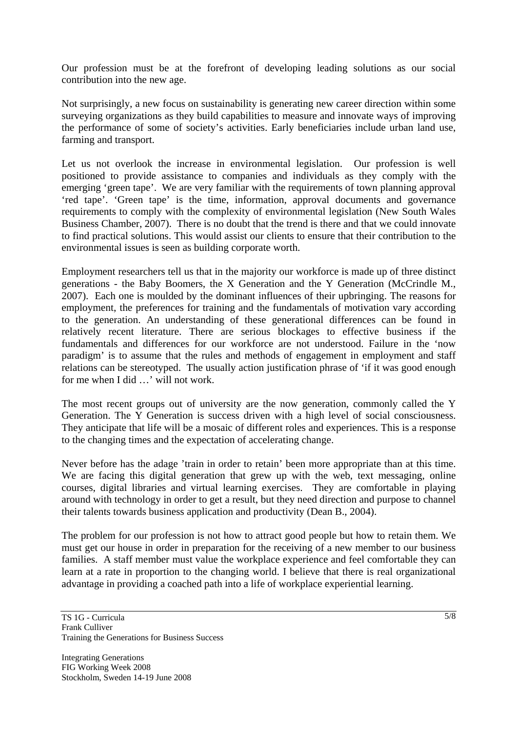Our profession must be at the forefront of developing leading solutions as our social contribution into the new age.

Not surprisingly, a new focus on sustainability is generating new career direction within some surveying organizations as they build capabilities to measure and innovate ways of improving the performance of some of society's activities. Early beneficiaries include urban land use, farming and transport.

Let us not overlook the increase in environmental legislation. Our profession is well positioned to provide assistance to companies and individuals as they comply with the emerging 'green tape'. We are very familiar with the requirements of town planning approval 'red tape'. 'Green tape' is the time, information, approval documents and governance requirements to comply with the complexity of environmental legislation (New South Wales Business Chamber, 2007). There is no doubt that the trend is there and that we could innovate to find practical solutions. This would assist our clients to ensure that their contribution to the environmental issues is seen as building corporate worth.

Employment researchers tell us that in the majority our workforce is made up of three distinct generations - the Baby Boomers, the X Generation and the Y Generation (McCrindle M., 2007). Each one is moulded by the dominant influences of their upbringing. The reasons for employment, the preferences for training and the fundamentals of motivation vary according to the generation. An understanding of these generational differences can be found in relatively recent literature. There are serious blockages to effective business if the fundamentals and differences for our workforce are not understood. Failure in the 'now paradigm' is to assume that the rules and methods of engagement in employment and staff relations can be stereotyped. The usually action justification phrase of 'if it was good enough for me when I did …' will not work.

The most recent groups out of university are the now generation, commonly called the Y Generation. The Y Generation is success driven with a high level of social consciousness. They anticipate that life will be a mosaic of different roles and experiences. This is a response to the changing times and the expectation of accelerating change.

Never before has the adage 'train in order to retain' been more appropriate than at this time. We are facing this digital generation that grew up with the web, text messaging, online courses, digital libraries and virtual learning exercises. They are comfortable in playing around with technology in order to get a result, but they need direction and purpose to channel their talents towards business application and productivity (Dean B., 2004).

The problem for our profession is not how to attract good people but how to retain them. We must get our house in order in preparation for the receiving of a new member to our business families. A staff member must value the workplace experience and feel comfortable they can learn at a rate in proportion to the changing world. I believe that there is real organizational advantage in providing a coached path into a life of workplace experiential learning.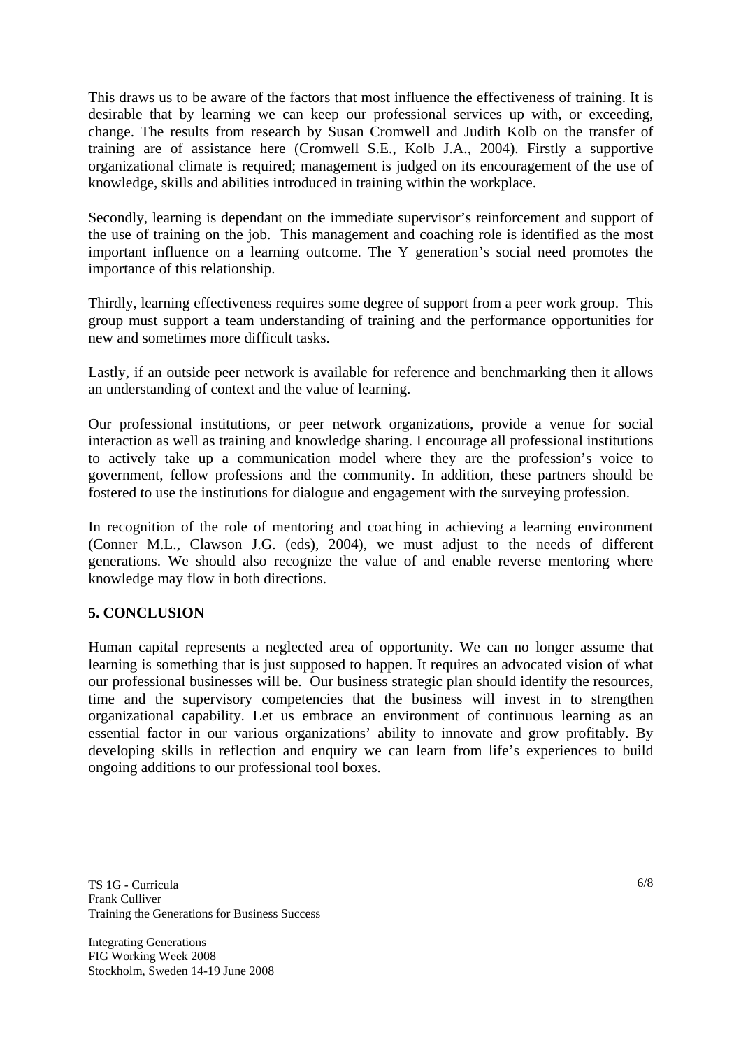This draws us to be aware of the factors that most influence the effectiveness of training. It is desirable that by learning we can keep our professional services up with, or exceeding, change. The results from research by Susan Cromwell and Judith Kolb on the transfer of training are of assistance here (Cromwell S.E., Kolb J.A., 2004). Firstly a supportive organizational climate is required; management is judged on its encouragement of the use of knowledge, skills and abilities introduced in training within the workplace.

Secondly, learning is dependant on the immediate supervisor's reinforcement and support of the use of training on the job. This management and coaching role is identified as the most important influence on a learning outcome. The Y generation's social need promotes the importance of this relationship.

Thirdly, learning effectiveness requires some degree of support from a peer work group. This group must support a team understanding of training and the performance opportunities for new and sometimes more difficult tasks.

Lastly, if an outside peer network is available for reference and benchmarking then it allows an understanding of context and the value of learning.

Our professional institutions, or peer network organizations, provide a venue for social interaction as well as training and knowledge sharing. I encourage all professional institutions to actively take up a communication model where they are the profession's voice to government, fellow professions and the community. In addition, these partners should be fostered to use the institutions for dialogue and engagement with the surveying profession.

In recognition of the role of mentoring and coaching in achieving a learning environment (Conner M.L., Clawson J.G. (eds), 2004), we must adjust to the needs of different generations. We should also recognize the value of and enable reverse mentoring where knowledge may flow in both directions.

## 5. CONCLUSION

Human capital represents a neglected area of opportunity. We can no longer assume that learning is something that is just supposed to happen. It requires an advocated vision of what our professional businesses will be. Our business strategic plan should identify the resources, time and the supervisory competencies that the business will invest in to strengthen organizational capability. Let us embrace an environment of continuous learning as an essential factor in our various organizations' ability to innovate and grow profitably. By developing skills in reflection and enquiry we can learn from life's experiences to build ongoing additions to our professional tool boxes.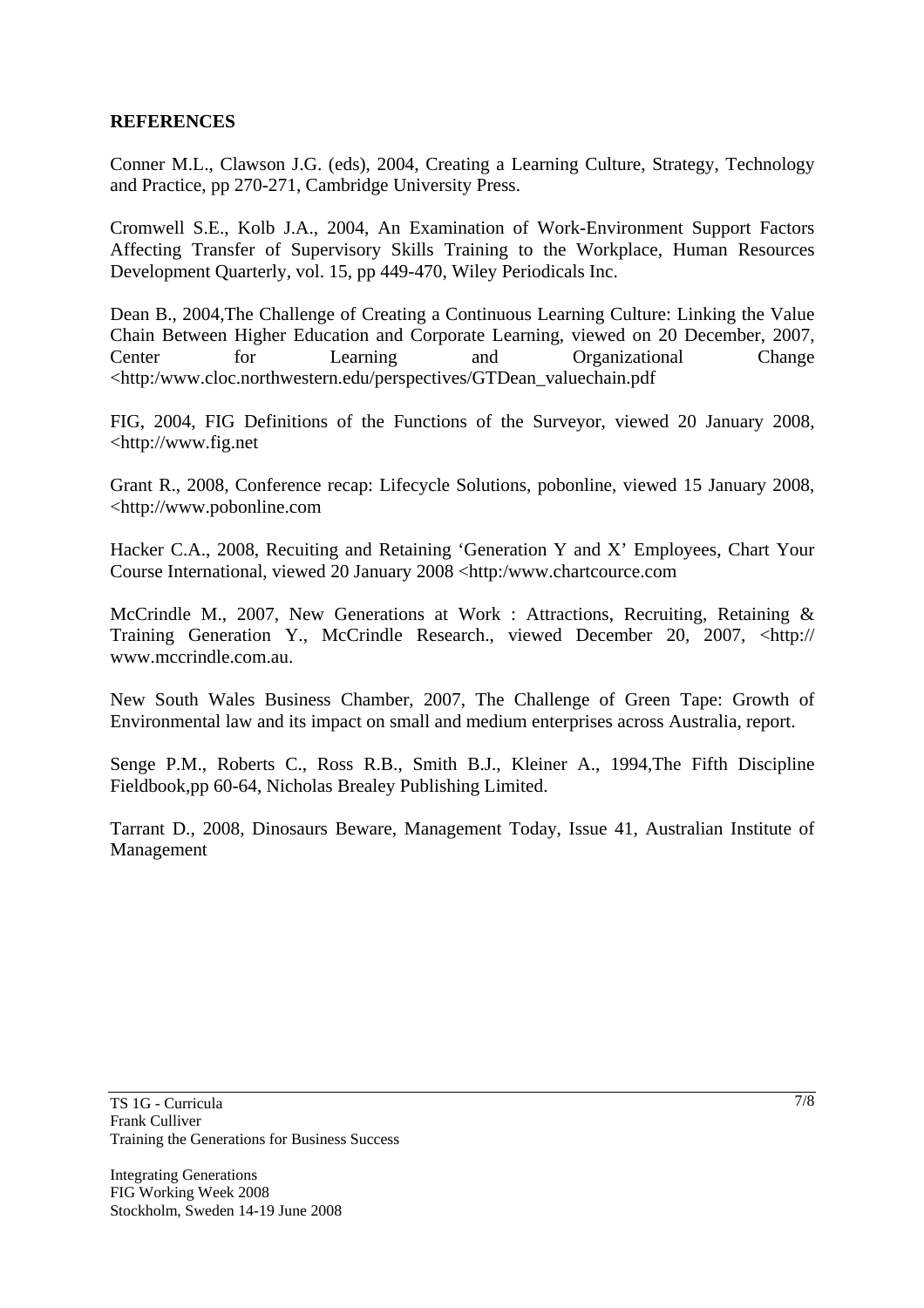## REFERENCES

Conner M.L., Clawson J.G. (eds), 2004, Creating a Learning Culture, Strategy, Technology and Practice, pp 270-271, Cambridge University Press.

Cromwell S.E., Kolb J.A., 2004, An Examination of Work-Environment Support Factors Affecting Transfer of Supervisory Skills Training to the Workplace, Human Resources Development Quarterly, vol. 15, pp 449-470, Wiley Periodicals Inc.

Dean B., 2004,The Challenge of Creating a Continuous Learning Culture: Linking the Value Chain Between Higher Education and Corporate Learning, viewed on 20 December, 2007, Center for Learning and Organizational Change <http:/www.cloc.northwestern.edu/perspectives/GTDean_valuechain.pdf

FIG, 2004, FIG Definitions of the Functions of the Surveyor, viewed 20 January 2008, <http://www.fig.net

Grant R., 2008, Conference recap: Lifecycle Solutions, pobonline, viewed 15 January 2008, <http://www.pobonline.com

Hacker C.A., 2008, Recuiting and Retaining 'Generation Y and X' Employees, Chart Your Course International, viewed 20 January 2008 <http:/www.chartcource.com

McCrindle M., 2007, New Generations at Work : Attractions, Recruiting, Retaining & Training Generation Y., McCrindle Research., viewed December 20, 2007, <http:// www.mccrindle.com.au.

New South Wales Business Chamber, 2007, The Challenge of Green Tape: Growth of Environmental law and its impact on small and medium enterprises across Australia, report.

Senge P.M., Roberts C., Ross R.B., Smith B.J., Kleiner A., 1994,The Fifth Discipline Fieldbook,pp 60-64, Nicholas Brealey Publishing Limited.

Tarrant D., 2008, Dinosaurs Beware, Management Today, Issue 41, Australian Institute of Management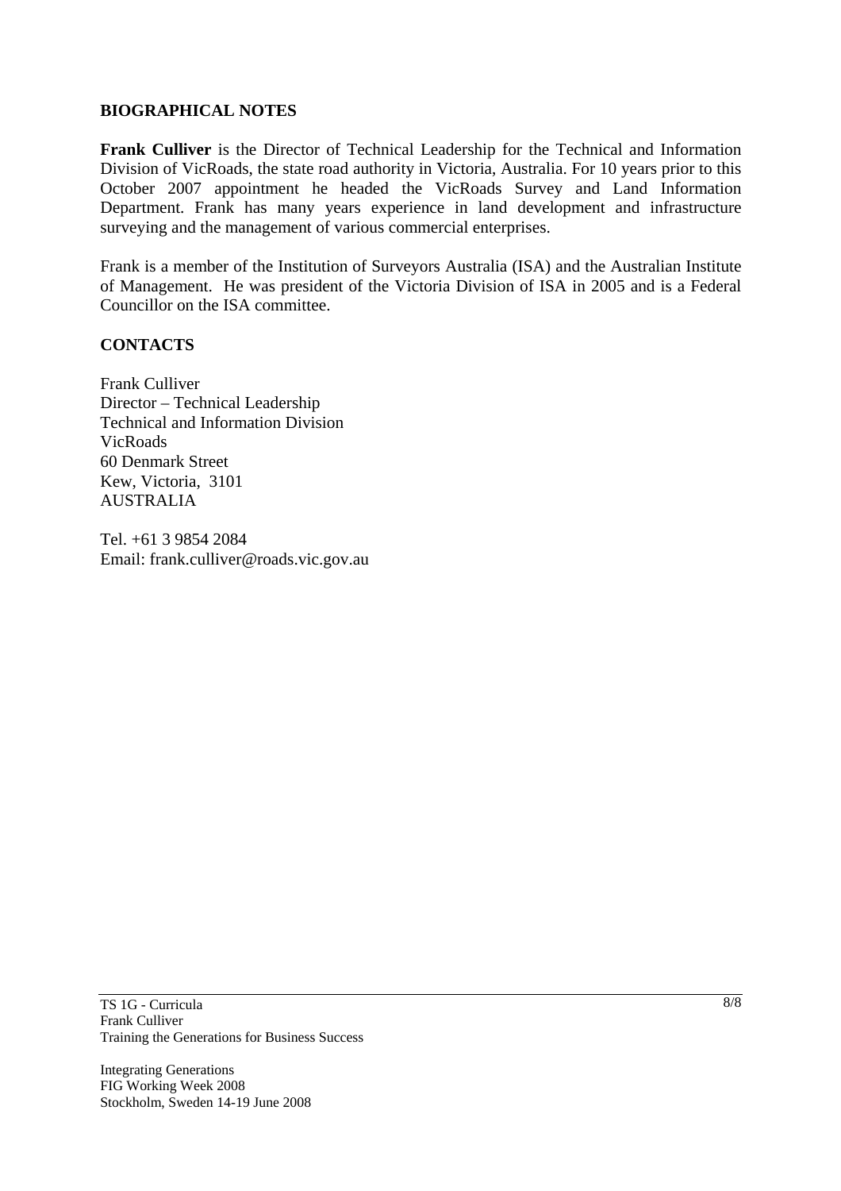## BIOGRAPHICAL NOTES

**Frank Culliver** is the Director of Technical Leadership for the Technical and Information Division of VicRoads, the state road authority in Victoria, Australia. For 10 years prior to this October 2007 appointment he headed the VicRoads Survey and Land Information Department. Frank has many years experience in land development and infrastructure surveying and the management of various commercial enterprises.

Frank is a member of the Institution of Surveyors Australia (ISA) and the Australian Institute of Management. He was president of the Victoria Division of ISA in 2005 and is a Federal Councillor on the ISA committee.

## CONTACTS

Frank Culliver
Director – Technical Leadership
Technical and Information Division
VicRoads
60 Denmark Street
Kew, Victoria, 3101
AUSTRALIA

Tel. +61 3 9854 2084
Email: frank.culliver@roads.vic.gov.au